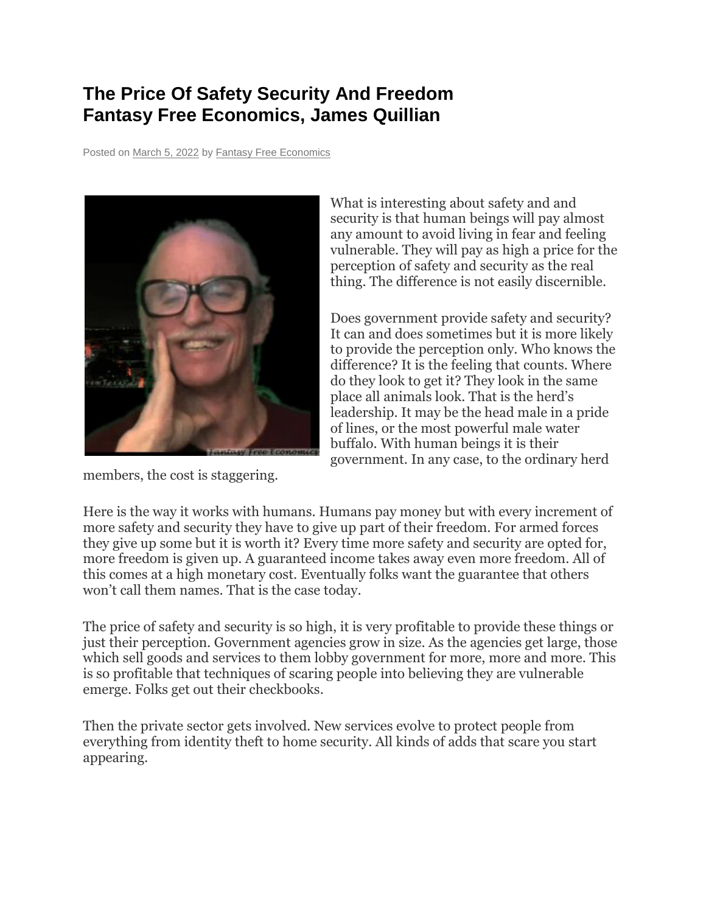# The Price Of Safety Security And Freedom Fantasy Free Economics, James Quillian

Posted on March 5, 2022 by Fantasy Free Economics

What is interesting about safety and and security is that human beings will pay almost any amount to avoid living in fear and feeling vulnerable. They will pay as high a price for the perception of safety and security as the real thing. The difference is not easily discernible.

Does government provide safety and security? It can and does sometimes but it is more likely to provide the perception only. Who knows the difference? It is the feeling that counts. Where do they look to get it? They look in the same place all animals look. That is the herd's leadership. It may be the head male in a pride of lines, or the most powerful male water buffalo. With human beings it is their government. In any case, to the ordinary herd members, the cost is staggering.

Here is the way it works with humans. Humans pay money but with every increment of more safety and security they have to give up part of their freedom. For armed forces they give up some but it is worth it? Every time more safety and security are opted for, more freedom is given up. A guaranteed income takes away even more freedom. All of this comes at a high monetary cost. Eventually folks want the guarantee that others won't call them names. That is the case today.

The price of safety and security is so high, it is very profitable to provide these things or just their perception. Government agencies grow in size. As the agencies get large, those which sell goods and services to them lobby government for more, more and more. This is so profitable that techniques of scaring people into believing they are vulnerable emerge. Folks get out their checkbooks.

Then the private sector gets involved. New services evolve to protect people from everything from identity theft to home security. All kinds of adds that scare you start appearing.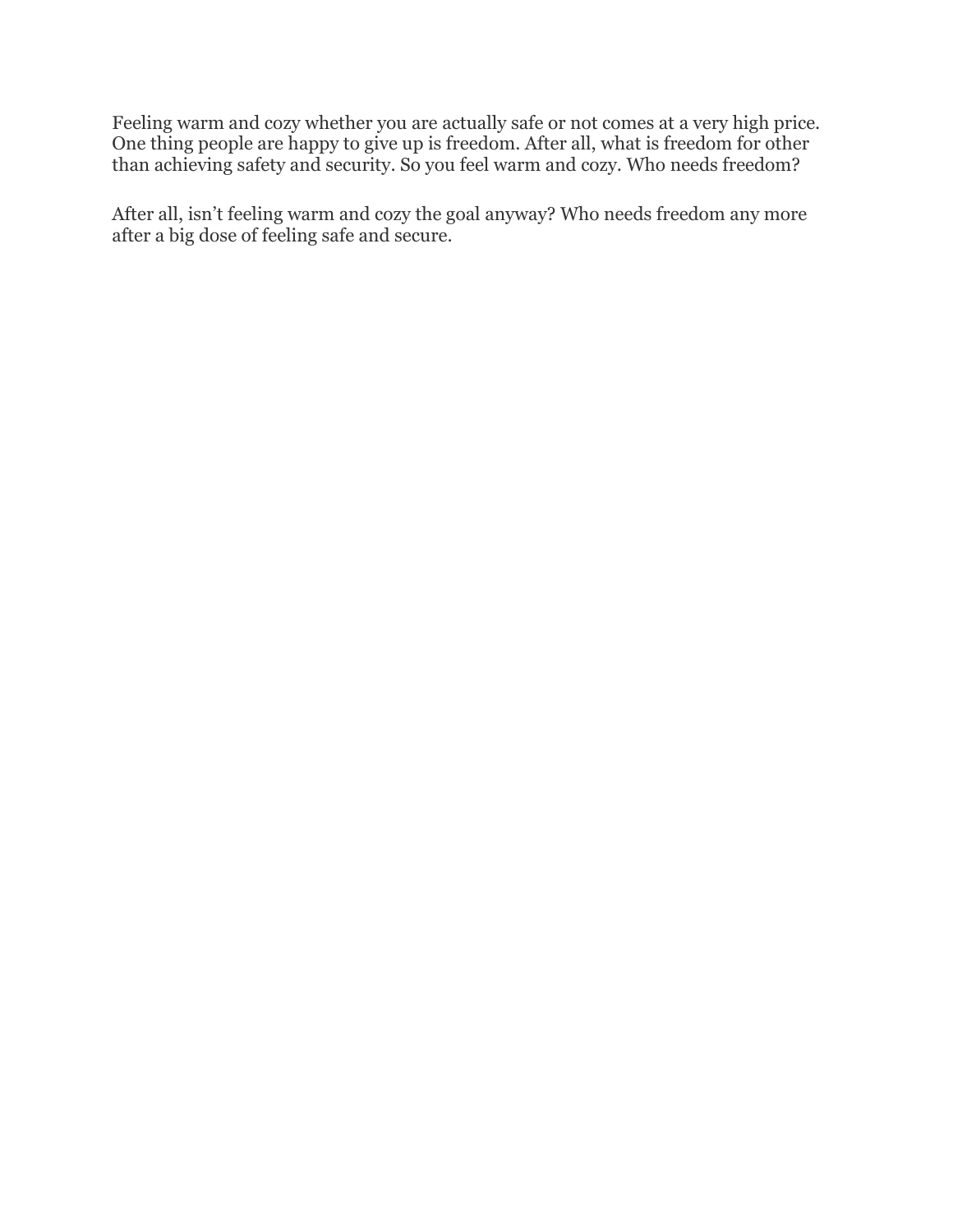Feeling warm and cozy whether you are actually safe or not comes at a very high price. One thing people are happy to give up is freedom. After all, what is freedom for other than achieving safety and security. So you feel warm and cozy. Who needs freedom?

After all, isn't feeling warm and cozy the goal anyway? Who needs freedom any more after a big dose of feeling safe and secure.